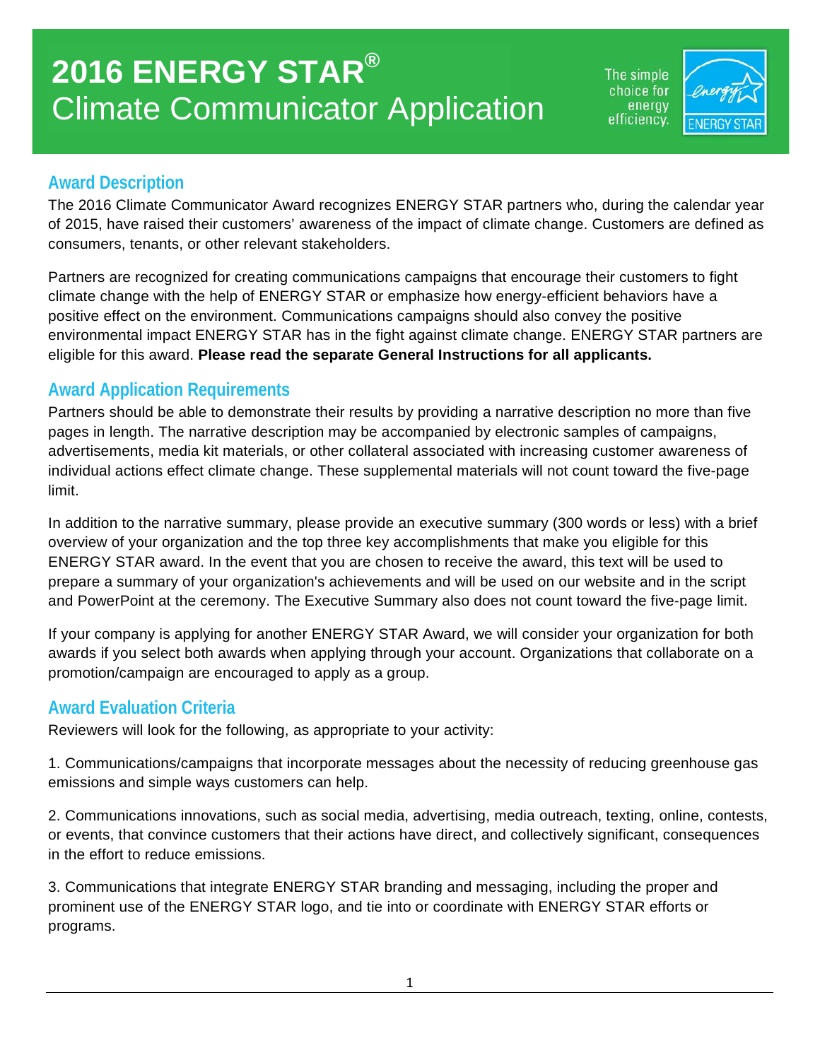# 2016 ENERGY STAR® Climate Communicator Application

## Award Description

The 2016 Climate Communicator Award recognizes ENERGY STAR partners who, during the calendar year of 2015, have raised their customers' awareness of the impact of climate change. Customers are defined as consumers, tenants, or other relevant stakeholders.

Partners are recognized for creating communications campaigns that encourage their customers to fight climate change with the help of ENERGY STAR or emphasize how energy-efficient behaviors have a positive effect on the environment. Communications campaigns should also convey the positive environmental impact ENERGY STAR has in the fight against climate change. ENERGY STAR partners are eligible for this award. **Please read the separate General Instructions for all applicants.**

## Award Application Requirements

Partners should be able to demonstrate their results by providing a narrative description no more than five pages in length. The narrative description may be accompanied by electronic samples of campaigns, advertisements, media kit materials, or other collateral associated with increasing customer awareness of individual actions effect climate change. These supplemental materials will not count toward the five-page limit.

In addition to the narrative summary, please provide an executive summary (300 words or less) with a brief overview of your organization and the top three key accomplishments that make you eligible for this ENERGY STAR award. In the event that you are chosen to receive the award, this text will be used to prepare a summary of your organization's achievements and will be used on our website and in the script and PowerPoint at the ceremony. The Executive Summary also does not count toward the five-page limit.

If your company is applying for another ENERGY STAR Award, we will consider your organization for both awards if you select both awards when applying through your account. Organizations that collaborate on a promotion/campaign are encouraged to apply as a group.

## Award Evaluation Criteria

Reviewers will look for the following, as appropriate to your activity:

1. Communications/campaigns that incorporate messages about the necessity of reducing greenhouse gas emissions and simple ways customers can help.

2. Communications innovations, such as social media, advertising, media outreach, texting, online, contests, or events, that convince customers that their actions have direct, and collectively significant, consequences in the effort to reduce emissions.

3. Communications that integrate ENERGY STAR branding and messaging, including the proper and prominent use of the ENERGY STAR logo, and tie into or coordinate with ENERGY STAR efforts or programs.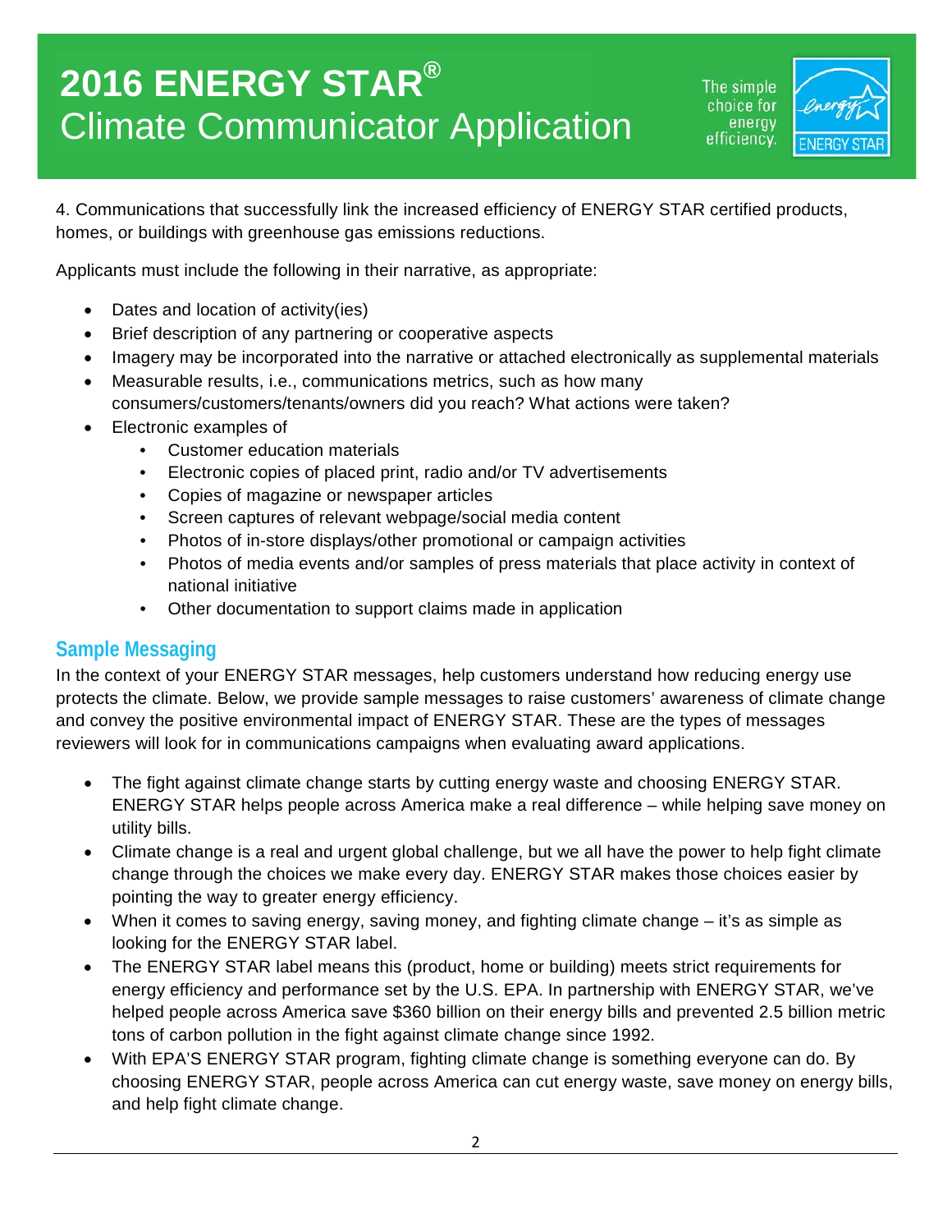4. Communications that successfully link the increased efficiency of ENERGY STAR certified products, homes, or buildings with greenhouse gas emissions reductions.

Applicants must include the following in their narrative, as appropriate:

- Dates and location of activity(ies)
- Brief description of any partnering or cooperative aspects
- Imagery may be incorporated into the narrative or attached electronically as supplemental materials
- Measurable results, i.e., communications metrics, such as how many consumers/customers/tenants/owners did you reach? What actions were taken?
- Electronic examples of
    - Customer education materials
    - Electronic copies of placed print, radio and/or TV advertisements
    - Copies of magazine or newspaper articles
    - Screen captures of relevant webpage/social media content
    - Photos of in-store displays/other promotional or campaign activities
    - Photos of media events and/or samples of press materials that place activity in context of national initiative
    - Other documentation to support claims made in application

## Sample Messaging

In the context of your ENERGY STAR messages, help customers understand how reducing energy use protects the climate. Below, we provide sample messages to raise customers' awareness of climate change and convey the positive environmental impact of ENERGY STAR. These are the types of messages reviewers will look for in communications campaigns when evaluating award applications.

- The fight against climate change starts by cutting energy waste and choosing ENERGY STAR. ENERGY STAR helps people across America make a real difference – while helping save money on utility bills.
- Climate change is a real and urgent global challenge, but we all have the power to help fight climate change through the choices we make every day. ENERGY STAR makes those choices easier by pointing the way to greater energy efficiency.
- When it comes to saving energy, saving money, and fighting climate change – it's as simple as looking for the ENERGY STAR label.
- The ENERGY STAR label means this (product, home or building) meets strict requirements for energy efficiency and performance set by the U.S. EPA. In partnership with ENERGY STAR, we've helped people across America save $360 billion on their energy bills and prevented 2.5 billion metric tons of carbon pollution in the fight against climate change since 1992.
- With EPA'S ENERGY STAR program, fighting climate change is something everyone can do. By choosing ENERGY STAR, people across America can cut energy waste, save money on energy bills, and help fight climate change.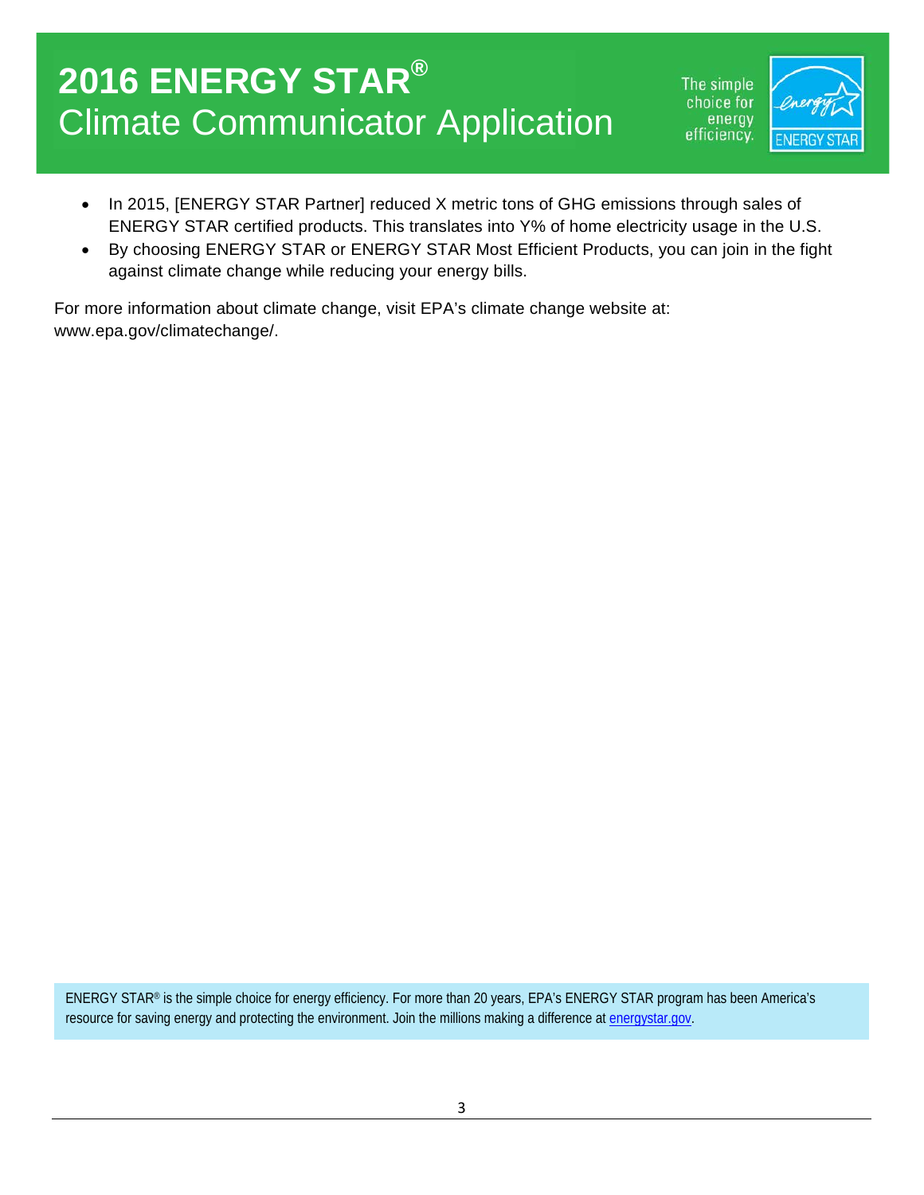# 2016 ENERGY STAR®
## Climate Communicator Application

The simple choice for energy efficiency.

ENERGY STAR

- In 2015, [ENERGY STAR Partner] reduced X metric tons of GHG emissions through sales of ENERGY STAR certified products. This translates into Y% of home electricity usage in the U.S.
- By choosing ENERGY STAR or ENERGY STAR Most Efficient Products, you can join in the fight against climate change while reducing your energy bills.

For more information about climate change, visit EPA's climate change website at: www.epa.gov/climatechange/.

ENERGY STAR® is the simple choice for energy efficiency. For more than 20 years, EPA's ENERGY STAR program has been America's resource for saving energy and protecting the environment. Join the millions making a difference at energystar.gov.